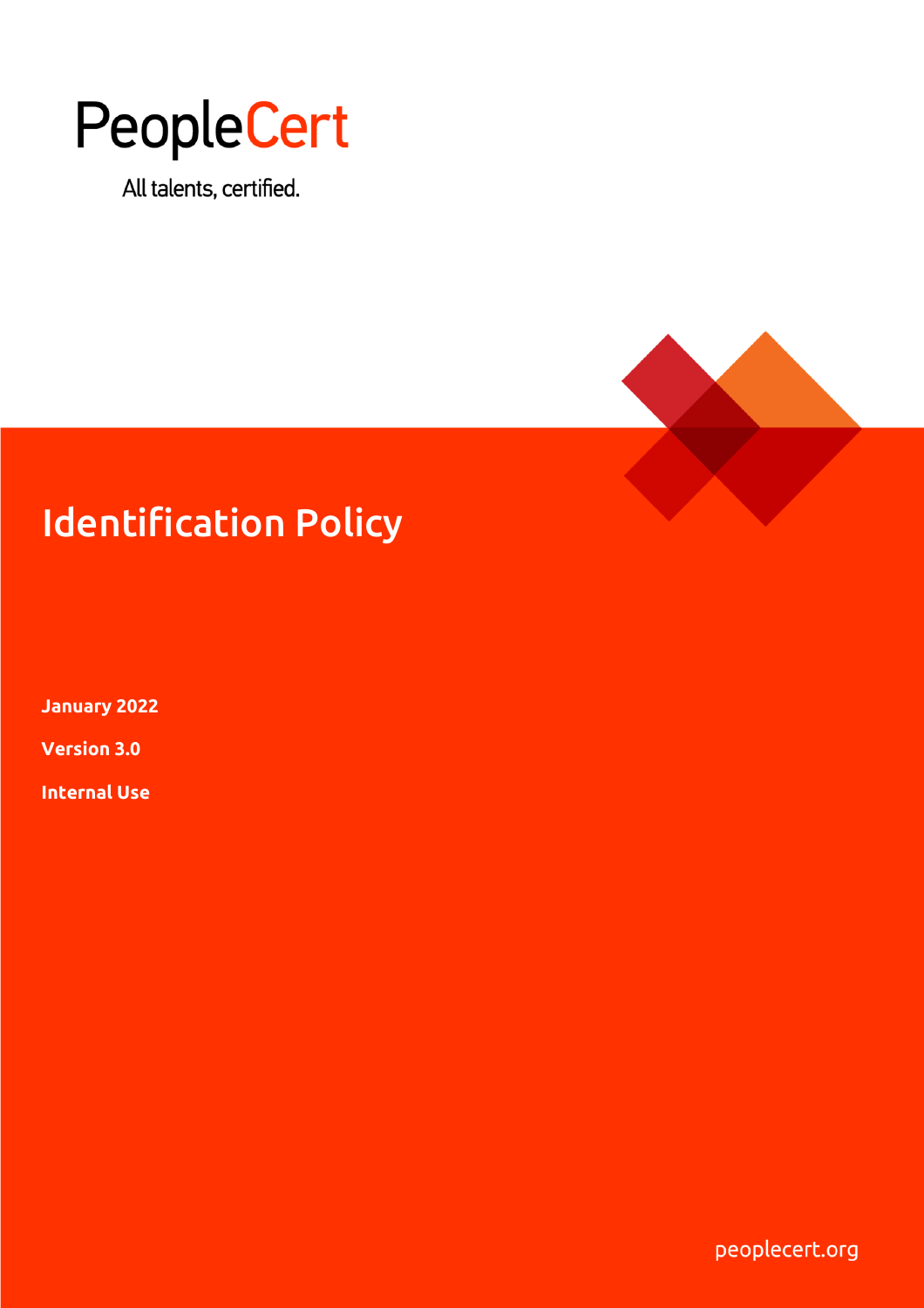PeopleCert

All talents, certified.

# Identification Policy

**January 2022**

**Version 3.0**

**Internal Use**

peoplecert.org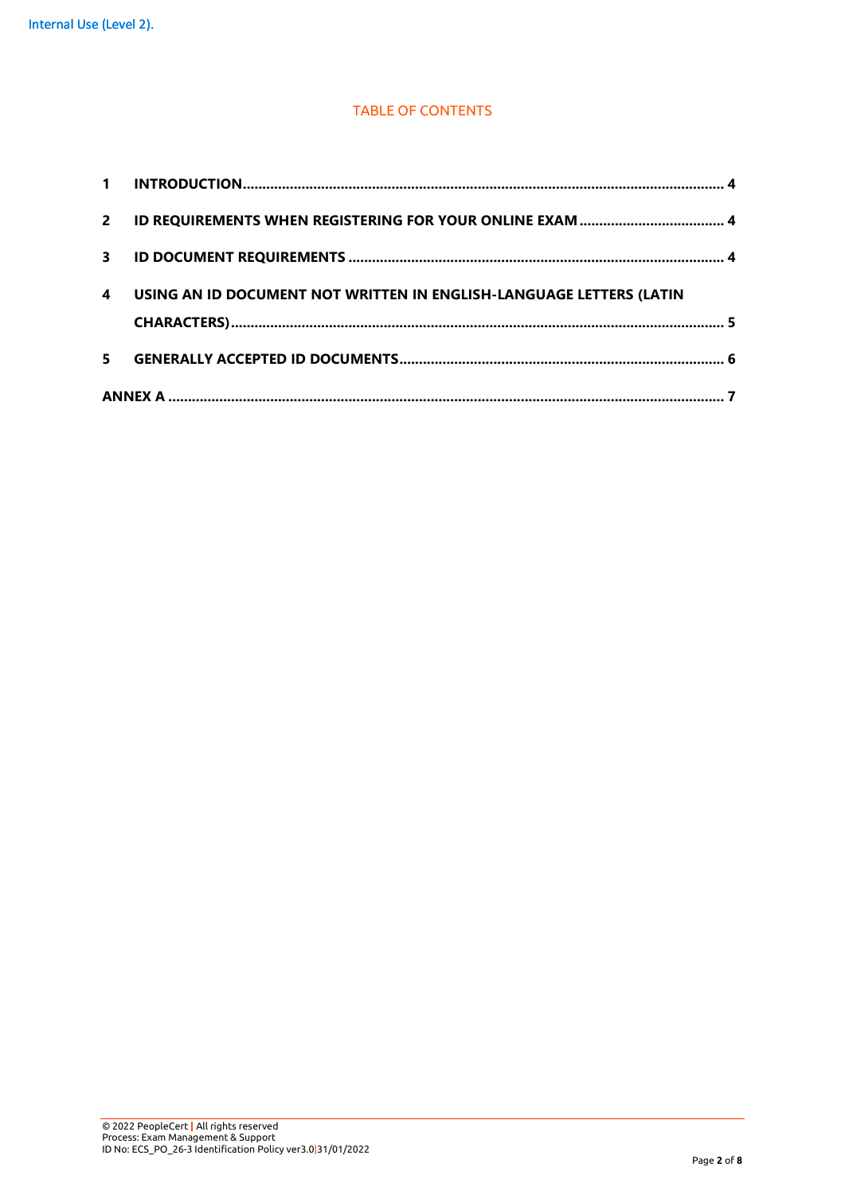TABLE OF CONTENTS

| | | |
|---|---|---|
| 1 | INTRODUCTION | 4 |
| 2 | ID REQUIREMENTS WHEN REGISTERING FOR YOUR ONLINE EXAM | 4 |
| 3 | ID DOCUMENT REQUIREMENTS | 4 |
| 4 | USING AN ID DOCUMENT NOT WRITTEN IN ENGLISH-LANGUAGE LETTERS (LATIN CHARACTERS) | 5 |
| 5 | GENERALLY ACCEPTED ID DOCUMENTS | 6 |
| ANNEX A | | 7 |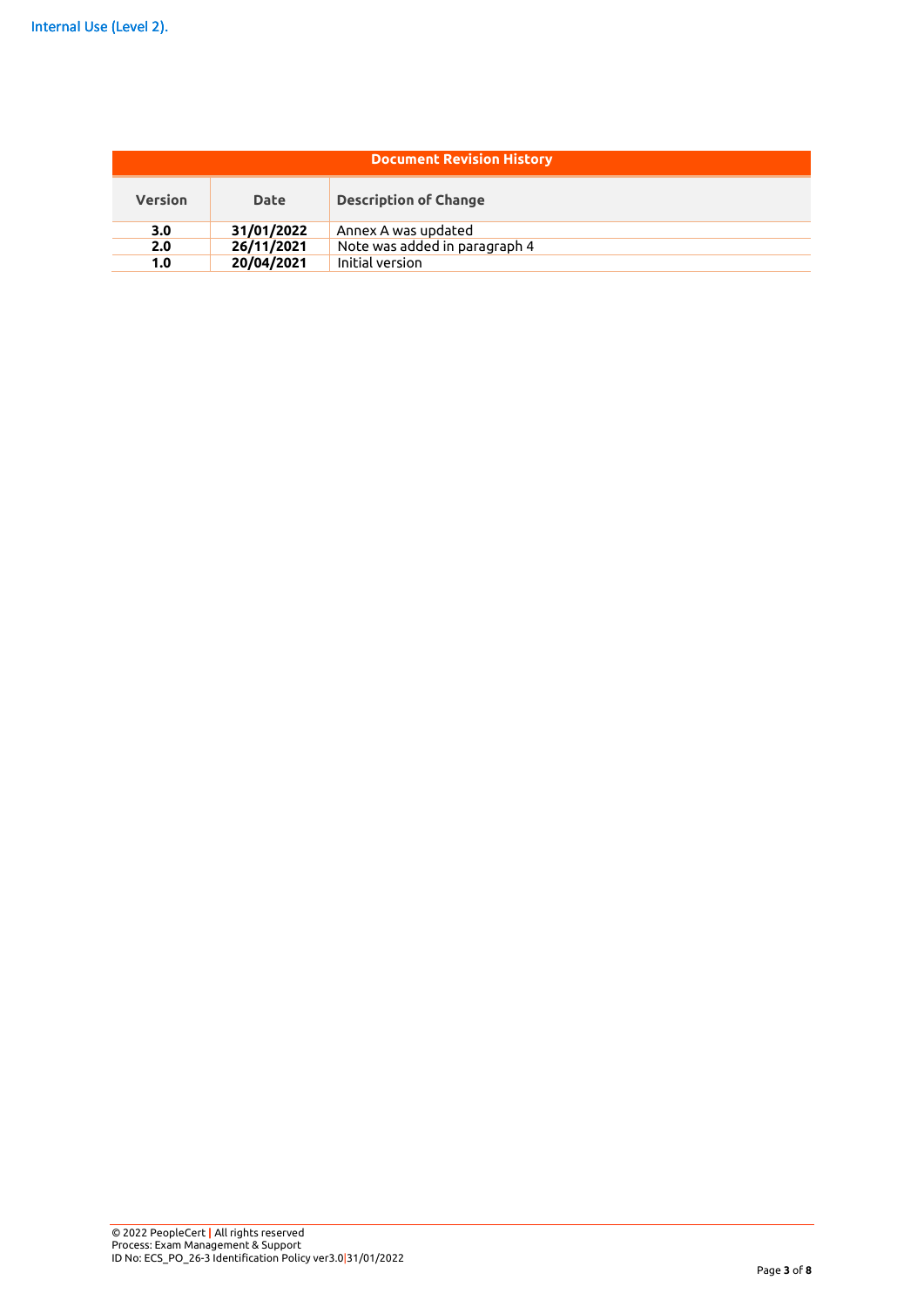| Document Revision History | | |
|---|---|---|
| **Version** | **Date** | **Description of Change** |
| **3.0** | **31/01/2022** | Annex A was updated |
| **2.0** | **26/11/2021** | Note was added in paragraph 4 |
| **1.0** | **20/04/2021** | Initial version |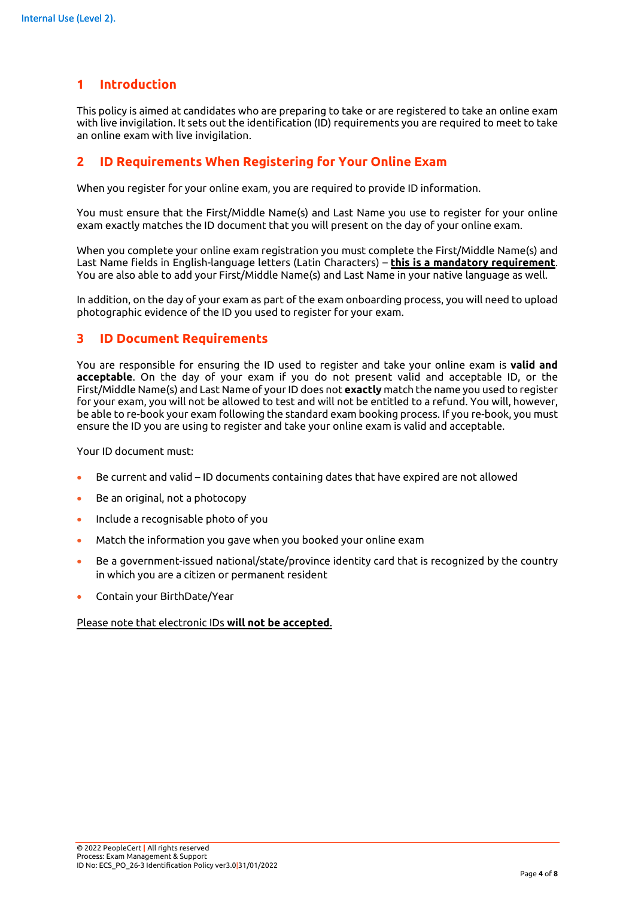## 1 Introduction

This policy is aimed at candidates who are preparing to take or are registered to take an online exam with live invigilation. It sets out the identification (ID) requirements you are required to meet to take an online exam with live invigilation.

## 2 ID Requirements When Registering for Your Online Exam

When you register for your online exam, you are required to provide ID information.

You must ensure that the First/Middle Name(s) and Last Name you use to register for your online exam exactly matches the ID document that you will present on the day of your online exam.

When you complete your online exam registration you must complete the First/Middle Name(s) and Last Name fields in English-language letters (Latin Characters) – <u>**this is a mandatory requirement**</u>. You are also able to add your First/Middle Name(s) and Last Name in your native language as well.

In addition, on the day of your exam as part of the exam onboarding process, you will need to upload photographic evidence of the ID you used to register for your exam.

## 3 ID Document Requirements

You are responsible for ensuring the ID used to register and take your online exam is **valid and acceptable**. On the day of your exam if you do not present valid and acceptable ID, or the First/Middle Name(s) and Last Name of your ID does not **exactly** match the name you used to register for your exam, you will not be allowed to test and will not be entitled to a refund. You will, however, be able to re-book your exam following the standard exam booking process. If you re-book, you must ensure the ID you are using to register and take your online exam is valid and acceptable.

Your ID document must:

- Be current and valid – ID documents containing dates that have expired are not allowed
- Be an original, not a photocopy
- Include a recognisable photo of you
- Match the information you gave when you booked your online exam
- Be a government-issued national/state/province identity card that is recognized by the country in which you are a citizen or permanent resident
- Contain your BirthDate/Year

<u>Please note that electronic IDs **will not be accepted**.</u>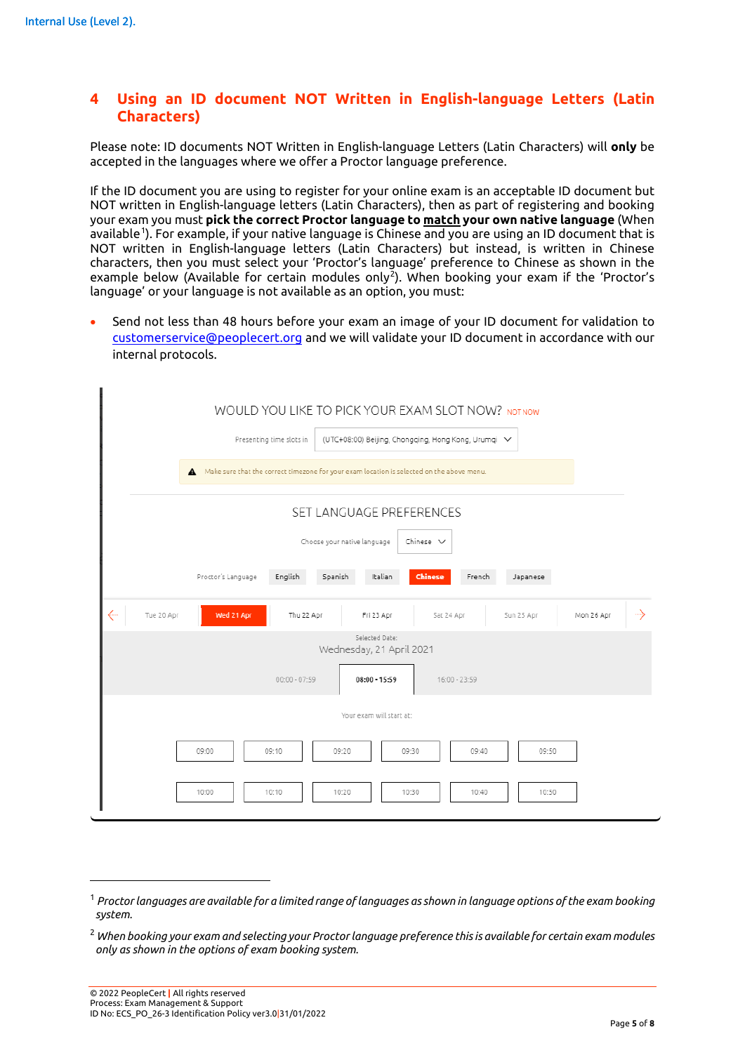## 4 Using an ID document NOT Written in English-language Letters (Latin Characters)

Please note: ID documents NOT Written in English-language Letters (Latin Characters) will **only** be accepted in the languages where we offer a Proctor language preference.

If the ID document you are using to register for your online exam is an acceptable ID document but NOT written in English-language letters (Latin Characters), then as part of registering and booking your exam you must **pick the correct Proctor language to <u>match</u> your own native language** (When available[1]). For example, if your native language is Chinese and you are using an ID document that is NOT written in English-language letters (Latin Characters) but instead, is written in Chinese characters, then you must select your 'Proctor's language' preference to Chinese as shown in the example below (Available for certain modules only[2]). When booking your exam if the 'Proctor's language' or your language is not available as an option, you must:

- Send not less than 48 hours before your exam an image of your ID document for validation to customerservice@peoplecert.org and we will validate your ID document in accordance with our internal protocols.

WOULD YOU LIKE TO PICK YOUR EXAM SLOT NOW? NOT NOW

Presenting time slots in (UTC+08:00) Beijing, Chongqing, Hong Kong, Urumqi

Make sure that the correct timezone for your exam location is selected on the above menu.

SET LANGUAGE PREFERENCES

Choose your native language: Chinese

Proctor's Language: English | Spanish | Italian | **Chinese** | French | Japanese

Tue 20 Apr | **Wed 21 Apr** | Thu 22 Apr | Fri 23 Apr | Sat 24 Apr | Sun 25 Apr | Mon 26 Apr

Selected Date: Wednesday, 21 April 2021

00:00 - 07:59 | **08:00 - 15:59** | 16:00 - 23:59

Your exam will start at:

| 09:00 | 09:10 | 09:20 | 09:30 | 09:40 | 09:50 |
|---|---|---|---|---|---|
| 10:00 | 10:10 | 10:20 | 10:30 | 10:40 | 10:50 |

---

[1] *Proctor languages are available for a limited range of languages as shown in language options of the exam booking system.*

[2] *When booking your exam and selecting your Proctor language preference this is available for certain exam modules only as shown in the options of exam booking system.*

© 2022 PeopleCert | All rights reserved
Process: Exam Management & Support
ID No: ECS_PO_26-3 Identification Policy ver3.0|31/01/2022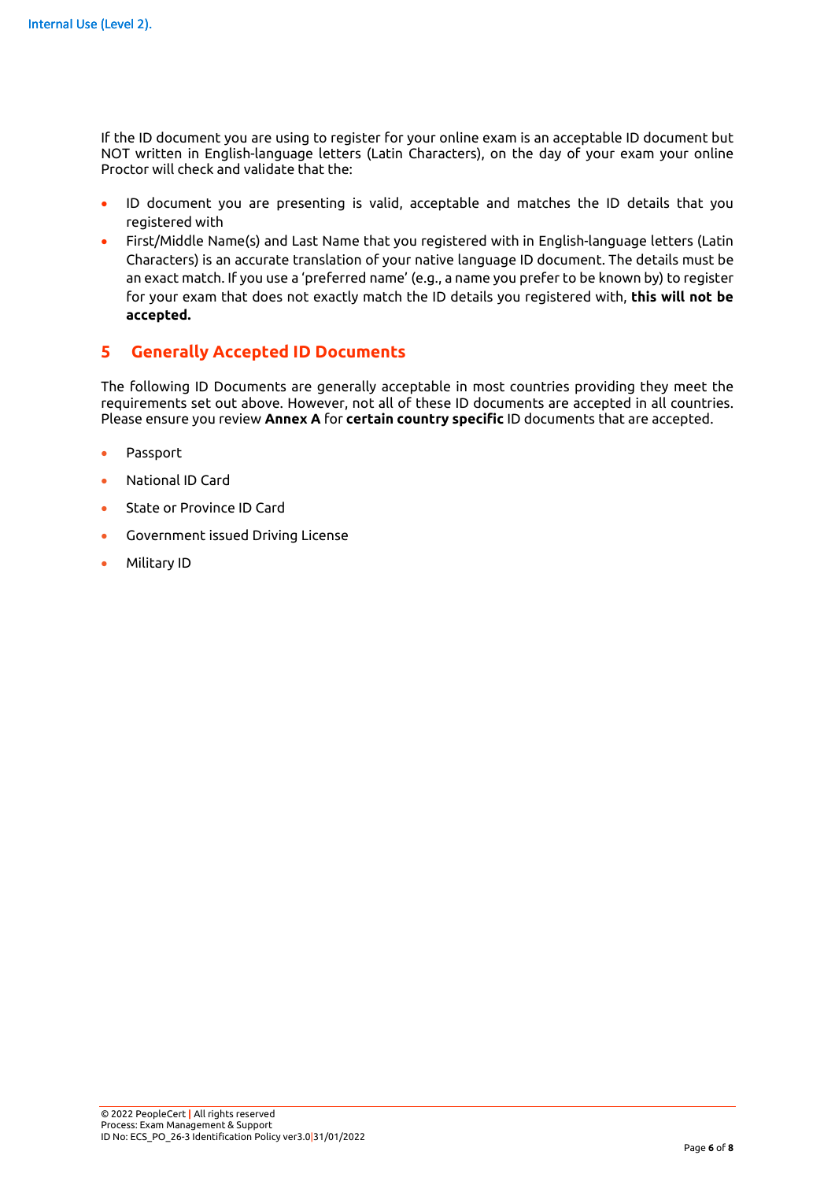If the ID document you are using to register for your online exam is an acceptable ID document but NOT written in English-language letters (Latin Characters), on the day of your exam your online Proctor will check and validate that the:

- ID document you are presenting is valid, acceptable and matches the ID details that you registered with
- First/Middle Name(s) and Last Name that you registered with in English-language letters (Latin Characters) is an accurate translation of your native language ID document. The details must be an exact match. If you use a 'preferred name' (e.g., a name you prefer to be known by) to register for your exam that does not exactly match the ID details you registered with, **this will not be accepted.**

## 5 Generally Accepted ID Documents

The following ID Documents are generally acceptable in most countries providing they meet the requirements set out above. However, not all of these ID documents are accepted in all countries. Please ensure you review **Annex A** for **certain country specific** ID documents that are accepted.

- Passport
- National ID Card
- State or Province ID Card
- Government issued Driving License
- Military ID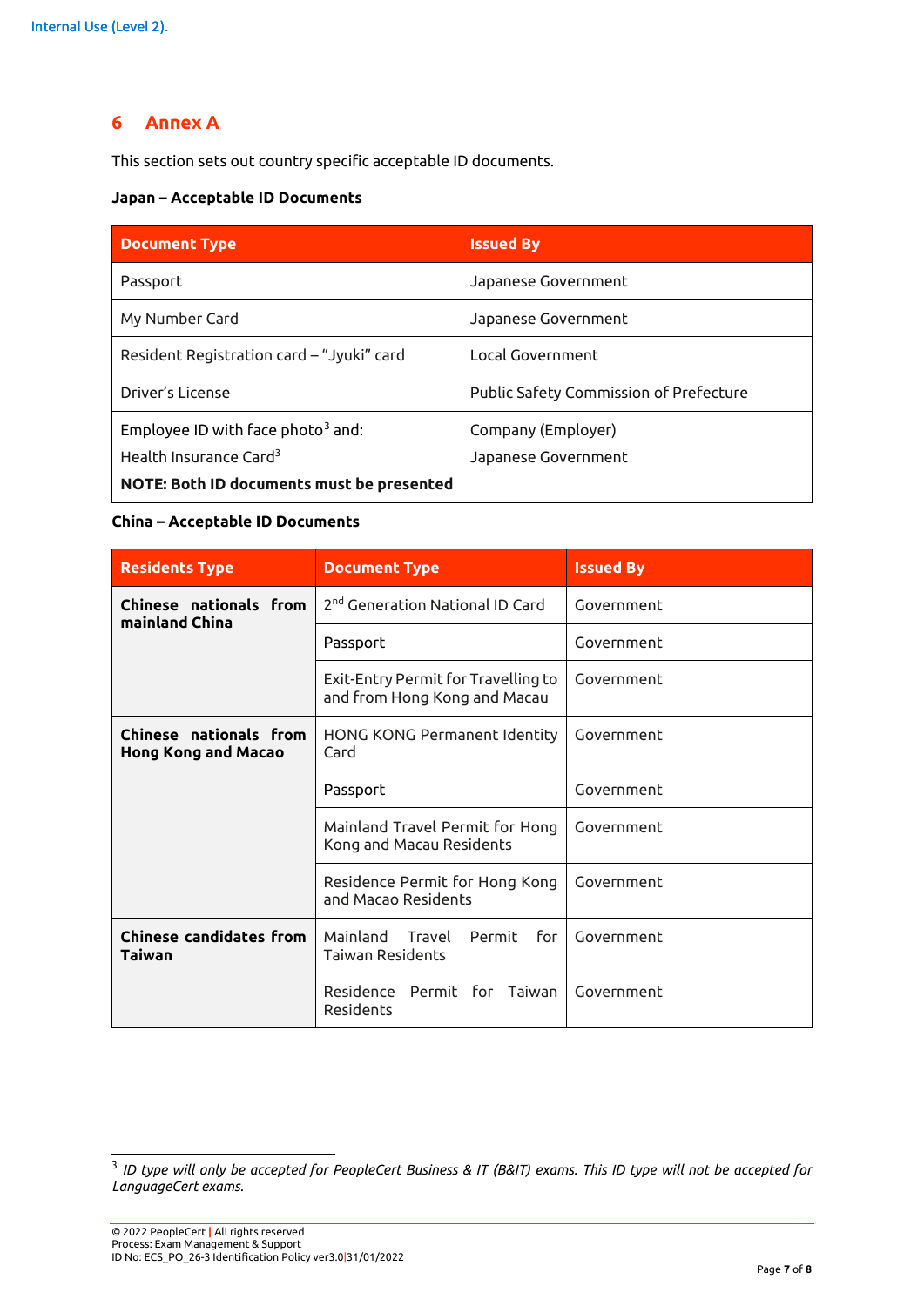## 6 Annex A

This section sets out country specific acceptable ID documents.

**Japan – Acceptable ID Documents**

| Document Type | Issued By |
|---|---|
| Passport | Japanese Government |
| My Number Card | Japanese Government |
| Resident Registration card – "Jyuki" card | Local Government |
| Driver's License | Public Safety Commission of Prefecture |
| Employee ID with face photo[3] and:<br>Health Insurance Card[3]<br>**NOTE: Both ID documents must be presented** | Company (Employer)<br>Japanese Government |

**China – Acceptable ID Documents**

| Residents Type | Document Type | Issued By |
|---|---|---|
| **Chinese nationals from mainland China** | 2nd Generation National ID Card | Government |
| | Passport | Government |
| | Exit-Entry Permit for Travelling to and from Hong Kong and Macau | Government |
| **Chinese nationals from Hong Kong and Macao** | HONG KONG Permanent Identity Card | Government |
| | Passport | Government |
| | Mainland Travel Permit for Hong Kong and Macau Residents | Government |
| | Residence Permit for Hong Kong and Macao Residents | Government |
| **Chinese candidates from Taiwan** | Mainland Travel Permit for Taiwan Residents | Government |
| | Residence Permit for Taiwan Residents | Government |

[3] *ID type will only be accepted for PeopleCert Business & IT (B&IT) exams. This ID type will not be accepted for LanguageCert exams.*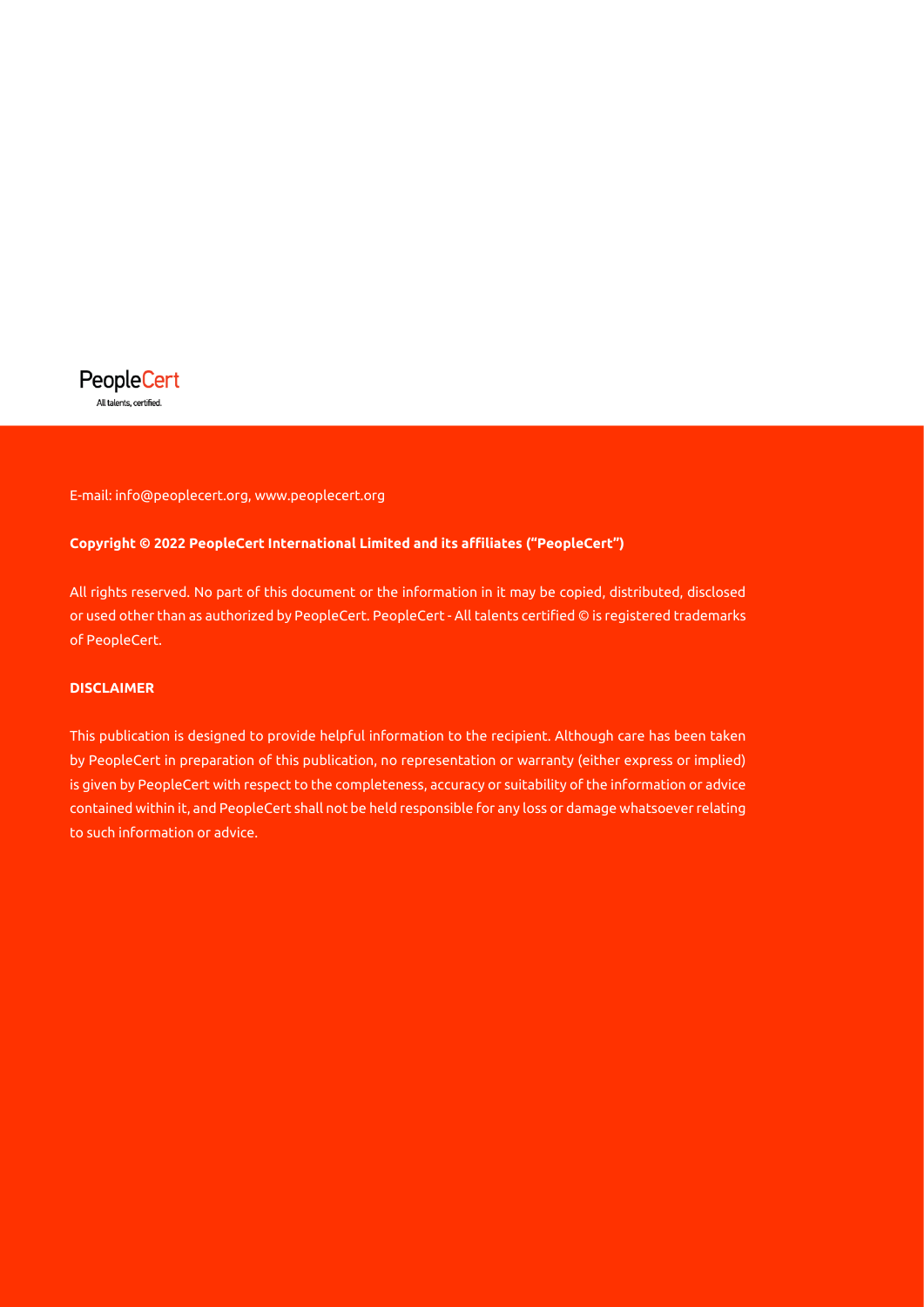PeopleCert
All talents, certified.

E-mail: info@peoplecert.org, www.peoplecert.org

**Copyright © 2022 PeopleCert International Limited and its affiliates ("PeopleCert")**

All rights reserved. No part of this document or the information in it may be copied, distributed, disclosed or used other than as authorized by PeopleCert. PeopleCert - All talents certified © is registered trademarks of PeopleCert.

**DISCLAIMER**

This publication is designed to provide helpful information to the recipient. Although care has been taken by PeopleCert in preparation of this publication, no representation or warranty (either express or implied) is given by PeopleCert with respect to the completeness, accuracy or suitability of the information or advice contained within it, and PeopleCert shall not be held responsible for any loss or damage whatsoever relating to such information or advice.